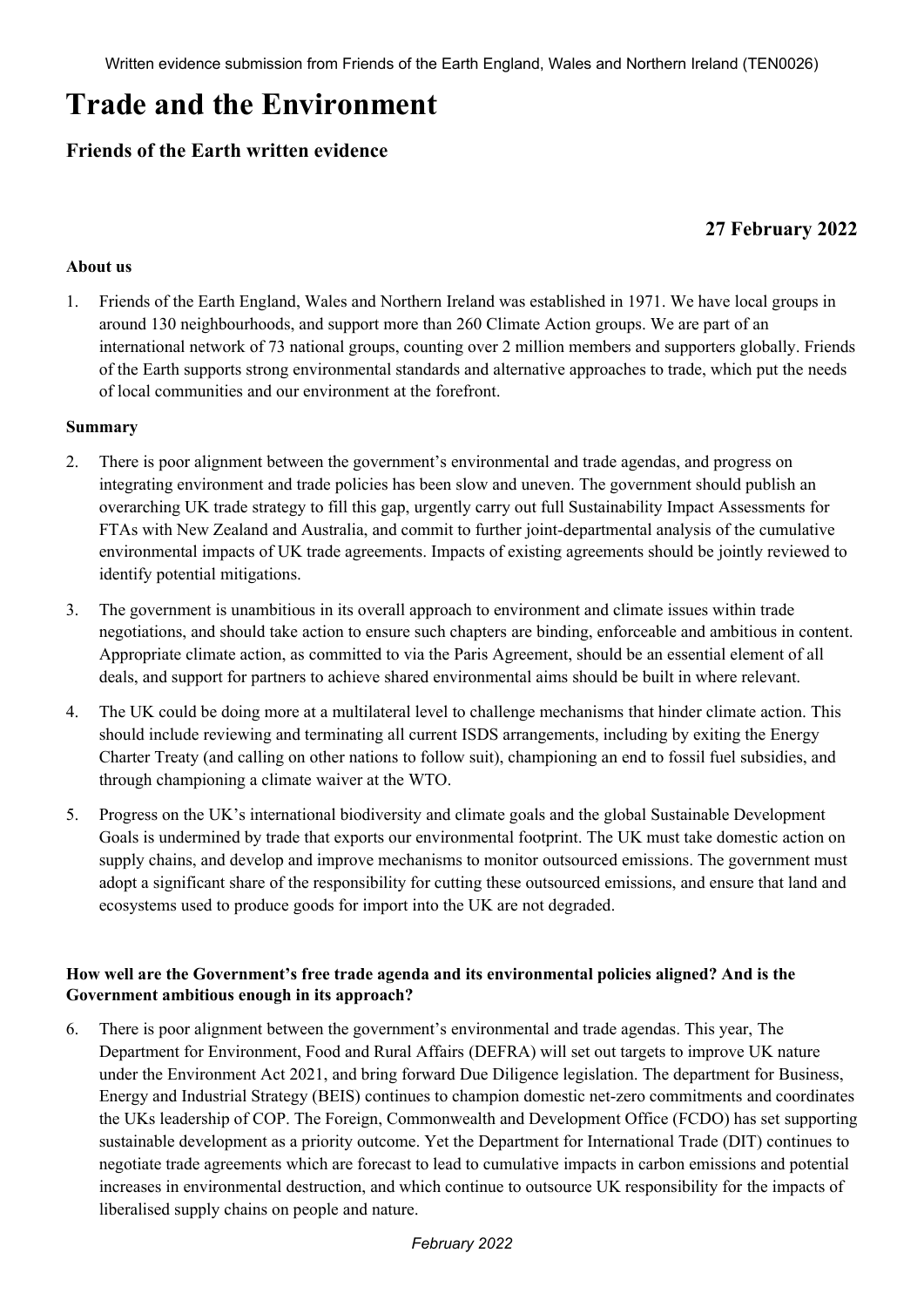Written evidence submission from Friends of the Earth England, Wales and Northern Ireland (TEN0026)

# Trade and the Environment

## Friends of the Earth written evidence

**27 February 2022**

**About us**

1. Friends of the Earth England, Wales and Northern Ireland was established in 1971. We have local groups in around 130 neighbourhoods, and support more than 260 Climate Action groups. We are part of an international network of 73 national groups, counting over 2 million members and supporters globally. Friends of the Earth supports strong environmental standards and alternative approaches to trade, which put the needs of local communities and our environment at the forefront.

**Summary**

2. There is poor alignment between the government's environmental and trade agendas, and progress on integrating environment and trade policies has been slow and uneven. The government should publish an overarching UK trade strategy to fill this gap, urgently carry out full Sustainability Impact Assessments for FTAs with New Zealand and Australia, and commit to further joint-departmental analysis of the cumulative environmental impacts of UK trade agreements. Impacts of existing agreements should be jointly reviewed to identify potential mitigations.

3. The government is unambitious in its overall approach to environment and climate issues within trade negotiations, and should take action to ensure such chapters are binding, enforceable and ambitious in content. Appropriate climate action, as committed to via the Paris Agreement, should be an essential element of all deals, and support for partners to achieve shared environmental aims should be built in where relevant.

4. The UK could be doing more at a multilateral level to challenge mechanisms that hinder climate action. This should include reviewing and terminating all current ISDS arrangements, including by exiting the Energy Charter Treaty (and calling on other nations to follow suit), championing an end to fossil fuel subsidies, and through championing a climate waiver at the WTO.

5. Progress on the UK's international biodiversity and climate goals and the global Sustainable Development Goals is undermined by trade that exports our environmental footprint. The UK must take domestic action on supply chains, and develop and improve mechanisms to monitor outsourced emissions. The government must adopt a significant share of the responsibility for cutting these outsourced emissions, and ensure that land and ecosystems used to produce goods for import into the UK are not degraded.

**How well are the Government's free trade agenda and its environmental policies aligned? And is the Government ambitious enough in its approach?**

6. There is poor alignment between the government's environmental and trade agendas. This year, The Department for Environment, Food and Rural Affairs (DEFRA) will set out targets to improve UK nature under the Environment Act 2021, and bring forward Due Diligence legislation. The department for Business, Energy and Industrial Strategy (BEIS) continues to champion domestic net-zero commitments and coordinates the UKs leadership of COP. The Foreign, Commonwealth and Development Office (FCDO) has set supporting sustainable development as a priority outcome. Yet the Department for International Trade (DIT) continues to negotiate trade agreements which are forecast to lead to cumulative impacts in carbon emissions and potential increases in environmental destruction, and which continue to outsource UK responsibility for the impacts of liberalised supply chains on people and nature.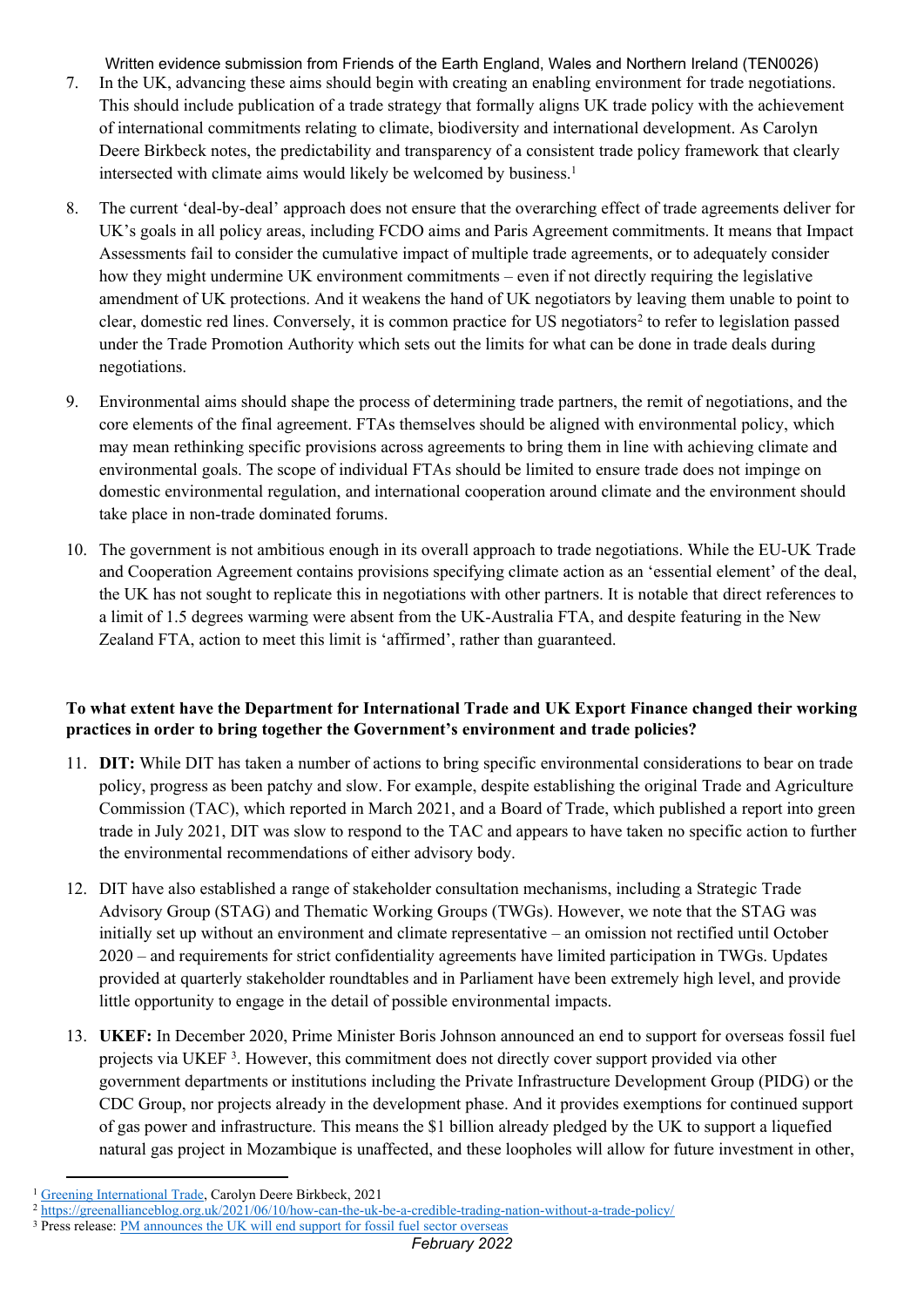7. In the UK, advancing these aims should begin with creating an enabling environment for trade negotiations. This should include publication of a trade strategy that formally aligns UK trade policy with the achievement of international commitments relating to climate, biodiversity and international development. As Carolyn Deere Birkbeck notes, the predictability and transparency of a consistent trade policy framework that clearly intersected with climate aims would likely be welcomed by business.[1]

8. The current 'deal-by-deal' approach does not ensure that the overarching effect of trade agreements deliver for UK's goals in all policy areas, including FCDO aims and Paris Agreement commitments. It means that Impact Assessments fail to consider the cumulative impact of multiple trade agreements, or to adequately consider how they might undermine UK environment commitments – even if not directly requiring the legislative amendment of UK protections. And it weakens the hand of UK negotiators by leaving them unable to point to clear, domestic red lines. Conversely, it is common practice for US negotiators[2] to refer to legislation passed under the Trade Promotion Authority which sets out the limits for what can be done in trade deals during negotiations.

9. Environmental aims should shape the process of determining trade partners, the remit of negotiations, and the core elements of the final agreement. FTAs themselves should be aligned with environmental policy, which may mean rethinking specific provisions across agreements to bring them in line with achieving climate and environmental goals. The scope of individual FTAs should be limited to ensure trade does not impinge on domestic environmental regulation, and international cooperation around climate and the environment should take place in non-trade dominated forums.

10. The government is not ambitious enough in its overall approach to trade negotiations. While the EU-UK Trade and Cooperation Agreement contains provisions specifying climate action as an 'essential element' of the deal, the UK has not sought to replicate this in negotiations with other partners. It is notable that direct references to a limit of 1.5 degrees warming were absent from the UK-Australia FTA, and despite featuring in the New Zealand FTA, action to meet this limit is 'affirmed', rather than guaranteed.

**To what extent have the Department for International Trade and UK Export Finance changed their working practices in order to bring together the Government's environment and trade policies?**

11. **DIT:** While DIT has taken a number of actions to bring specific environmental considerations to bear on trade policy, progress as been patchy and slow. For example, despite establishing the original Trade and Agriculture Commission (TAC), which reported in March 2021, and a Board of Trade, which published a report into green trade in July 2021, DIT was slow to respond to the TAC and appears to have taken no specific action to further the environmental recommendations of either advisory body.

12. DIT have also established a range of stakeholder consultation mechanisms, including a Strategic Trade Advisory Group (STAG) and Thematic Working Groups (TWGs). However, we note that the STAG was initially set up without an environment and climate representative – an omission not rectified until October 2020 – and requirements for strict confidentiality agreements have limited participation in TWGs. Updates provided at quarterly stakeholder roundtables and in Parliament have been extremely high level, and provide little opportunity to engage in the detail of possible environmental impacts.

13. **UKEF:** In December 2020, Prime Minister Boris Johnson announced an end to support for overseas fossil fuel projects via UKEF [3]. However, this commitment does not directly cover support provided via other government departments or institutions including the Private Infrastructure Development Group (PIDG) or the CDC Group, nor projects already in the development phase. And it provides exemptions for continued support of gas power and infrastructure. This means the $1 billion already pledged by the UK to support a liquefied natural gas project in Mozambique is unaffected, and these loopholes will allow for future investment in other,

[1] Greening International Trade, Carolyn Deere Birkbeck, 2021
[2] https://greenallianceblog.org.uk/2021/06/10/how-can-the-uk-be-a-credible-trading-nation-without-a-trade-policy/
[3] Press release: PM announces the UK will end support for fossil fuel sector overseas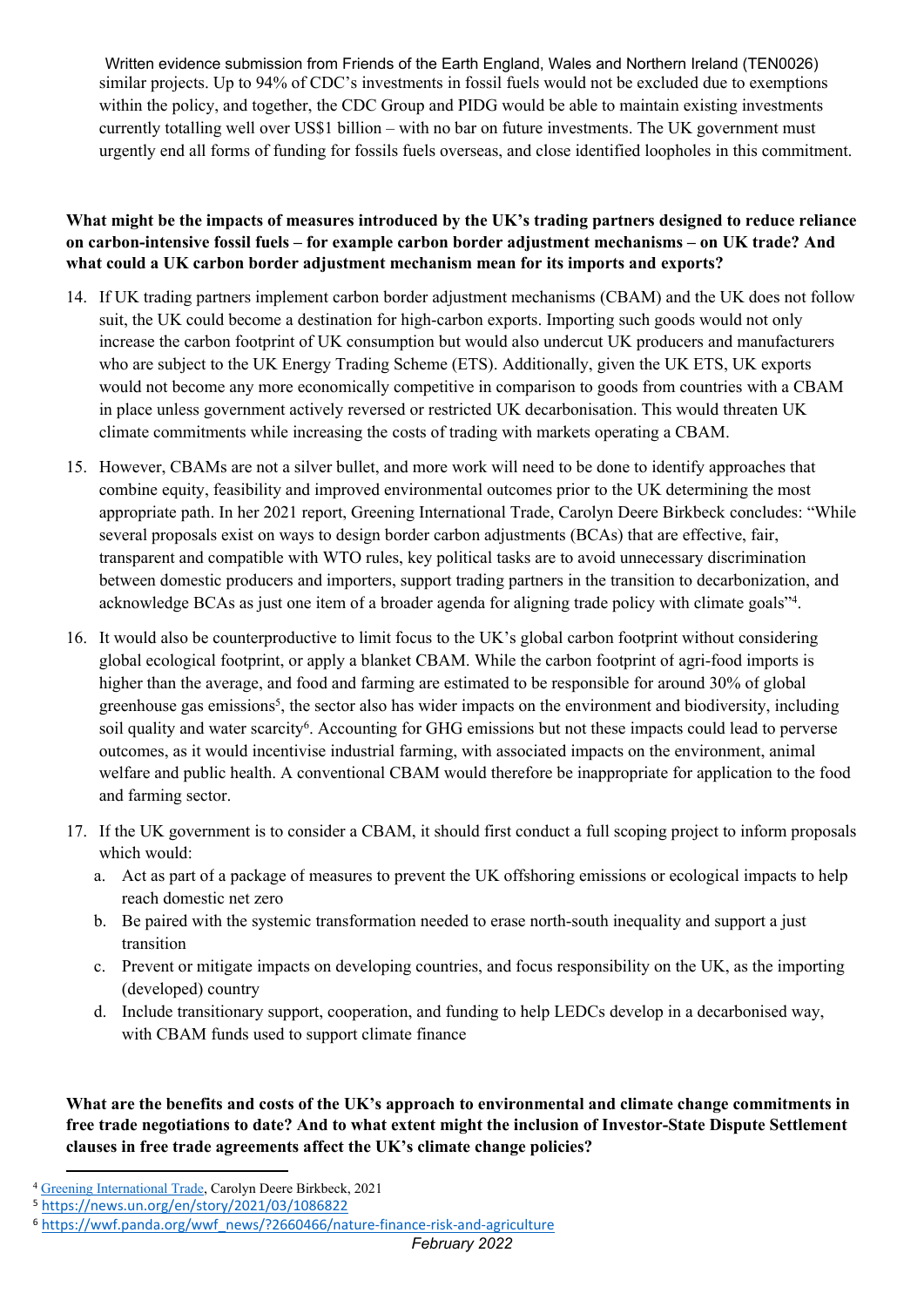similar projects. Up to 94% of CDC's investments in fossil fuels would not be excluded due to exemptions within the policy, and together, the CDC Group and PIDG would be able to maintain existing investments currently totalling well over US$1 billion – with no bar on future investments. The UK government must urgently end all forms of funding for fossils fuels overseas, and close identified loopholes in this commitment.

**What might be the impacts of measures introduced by the UK's trading partners designed to reduce reliance on carbon-intensive fossil fuels – for example carbon border adjustment mechanisms – on UK trade? And what could a UK carbon border adjustment mechanism mean for its imports and exports?**

14. If UK trading partners implement carbon border adjustment mechanisms (CBAM) and the UK does not follow suit, the UK could become a destination for high-carbon exports. Importing such goods would not only increase the carbon footprint of UK consumption but would also undercut UK producers and manufacturers who are subject to the UK Energy Trading Scheme (ETS). Additionally, given the UK ETS, UK exports would not become any more economically competitive in comparison to goods from countries with a CBAM in place unless government actively reversed or restricted UK decarbonisation. This would threaten UK climate commitments while increasing the costs of trading with markets operating a CBAM.

15. However, CBAMs are not a silver bullet, and more work will need to be done to identify approaches that combine equity, feasibility and improved environmental outcomes prior to the UK determining the most appropriate path. In her 2021 report, Greening International Trade, Carolyn Deere Birkbeck concludes: "While several proposals exist on ways to design border carbon adjustments (BCAs) that are effective, fair, transparent and compatible with WTO rules, key political tasks are to avoid unnecessary discrimination between domestic producers and importers, support trading partners in the transition to decarbonization, and acknowledge BCAs as just one item of a broader agenda for aligning trade policy with climate goals"[4].

16. It would also be counterproductive to limit focus to the UK's global carbon footprint without considering global ecological footprint, or apply a blanket CBAM. While the carbon footprint of agri-food imports is higher than the average, and food and farming are estimated to be responsible for around 30% of global greenhouse gas emissions[5], the sector also has wider impacts on the environment and biodiversity, including soil quality and water scarcity[6]. Accounting for GHG emissions but not these impacts could lead to perverse outcomes, as it would incentivise industrial farming, with associated impacts on the environment, animal welfare and public health. A conventional CBAM would therefore be inappropriate for application to the food and farming sector.

17. If the UK government is to consider a CBAM, it should first conduct a full scoping project to inform proposals which would:
    a. Act as part of a package of measures to prevent the UK offshoring emissions or ecological impacts to help reach domestic net zero
    b. Be paired with the systemic transformation needed to erase north-south inequality and support a just transition
    c. Prevent or mitigate impacts on developing countries, and focus responsibility on the UK, as the importing (developed) country
    d. Include transitionary support, cooperation, and funding to help LEDCs develop in a decarbonised way, with CBAM funds used to support climate finance

**What are the benefits and costs of the UK's approach to environmental and climate change commitments in free trade negotiations to date? And to what extent might the inclusion of Investor-State Dispute Settlement clauses in free trade agreements affect the UK's climate change policies?**

[4] Greening International Trade, Carolyn Deere Birkbeck, 2021

[5] https://news.un.org/en/story/2021/03/1086822

[6] https://wwf.panda.org/wwf_news/?2660466/nature-finance-risk-and-agriculture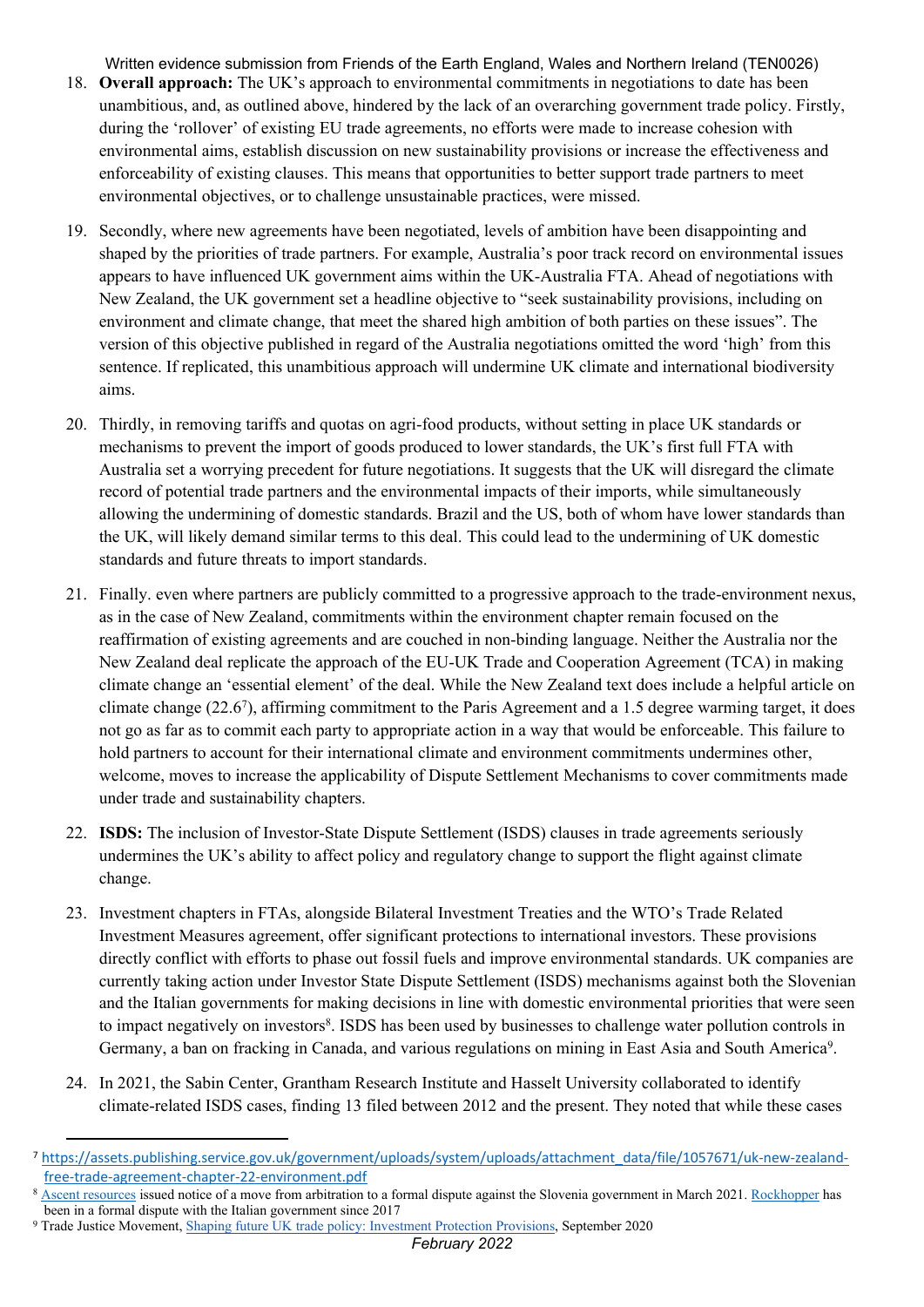18. **Overall approach:** The UK's approach to environmental commitments in negotiations to date has been unambitious, and, as outlined above, hindered by the lack of an overarching government trade policy. Firstly, during the 'rollover' of existing EU trade agreements, no efforts were made to increase cohesion with environmental aims, establish discussion on new sustainability provisions or increase the effectiveness and enforceability of existing clauses. This means that opportunities to better support trade partners to meet environmental objectives, or to challenge unsustainable practices, were missed.

19. Secondly, where new agreements have been negotiated, levels of ambition have been disappointing and shaped by the priorities of trade partners. For example, Australia's poor track record on environmental issues appears to have influenced UK government aims within the UK-Australia FTA. Ahead of negotiations with New Zealand, the UK government set a headline objective to "seek sustainability provisions, including on environment and climate change, that meet the shared high ambition of both parties on these issues". The version of this objective published in regard of the Australia negotiations omitted the word 'high' from this sentence. If replicated, this unambitious approach will undermine UK climate and international biodiversity aims.

20. Thirdly, in removing tariffs and quotas on agri-food products, without setting in place UK standards or mechanisms to prevent the import of goods produced to lower standards, the UK's first full FTA with Australia set a worrying precedent for future negotiations. It suggests that the UK will disregard the climate record of potential trade partners and the environmental impacts of their imports, while simultaneously allowing the undermining of domestic standards. Brazil and the US, both of whom have lower standards than the UK, will likely demand similar terms to this deal. This could lead to the undermining of UK domestic standards and future threats to import standards.

21. Finally. even where partners are publicly committed to a progressive approach to the trade-environment nexus, as in the case of New Zealand, commitments within the environment chapter remain focused on the reaffirmation of existing agreements and are couched in non-binding language. Neither the Australia nor the New Zealand deal replicate the approach of the EU-UK Trade and Cooperation Agreement (TCA) in making climate change an 'essential element' of the deal. While the New Zealand text does include a helpful article on climate change (22.6[7]), affirming commitment to the Paris Agreement and a 1.5 degree warming target, it does not go as far as to commit each party to appropriate action in a way that would be enforceable. This failure to hold partners to account for their international climate and environment commitments undermines other, welcome, moves to increase the applicability of Dispute Settlement Mechanisms to cover commitments made under trade and sustainability chapters.

22. **ISDS:** The inclusion of Investor-State Dispute Settlement (ISDS) clauses in trade agreements seriously undermines the UK's ability to affect policy and regulatory change to support the flight against climate change.

23. Investment chapters in FTAs, alongside Bilateral Investment Treaties and the WTO's Trade Related Investment Measures agreement, offer significant protections to international investors. These provisions directly conflict with efforts to phase out fossil fuels and improve environmental standards. UK companies are currently taking action under Investor State Dispute Settlement (ISDS) mechanisms against both the Slovenian and the Italian governments for making decisions in line with domestic environmental priorities that were seen to impact negatively on investors[8]. ISDS has been used by businesses to challenge water pollution controls in Germany, a ban on fracking in Canada, and various regulations on mining in East Asia and South America[9].

24. In 2021, the Sabin Center, Grantham Research Institute and Hasselt University collaborated to identify climate-related ISDS cases, finding 13 filed between 2012 and the present. They noted that while these cases

---

[7] https://assets.publishing.service.gov.uk/government/uploads/system/uploads/attachment_data/file/1057671/uk-new-zealand-free-trade-agreement-chapter-22-environment.pdf

[8] Ascent resources issued notice of a move from arbitration to a formal dispute against the Slovenia government in March 2021. Rockhopper has been in a formal dispute with the Italian government since 2017

[9] Trade Justice Movement, Shaping future UK trade policy: Investment Protection Provisions, September 2020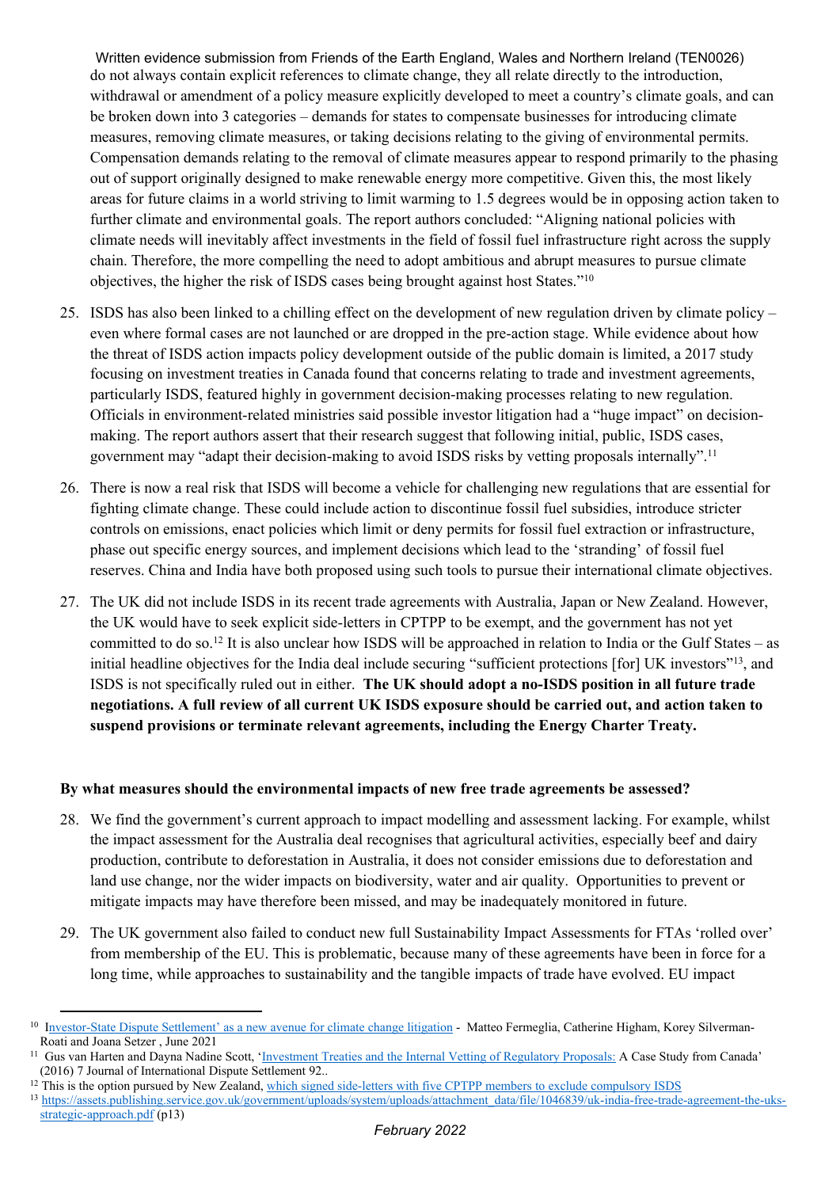do not always contain explicit references to climate change, they all relate directly to the introduction, withdrawal or amendment of a policy measure explicitly developed to meet a country's climate goals, and can be broken down into 3 categories – demands for states to compensate businesses for introducing climate measures, removing climate measures, or taking decisions relating to the giving of environmental permits. Compensation demands relating to the removal of climate measures appear to respond primarily to the phasing out of support originally designed to make renewable energy more competitive. Given this, the most likely areas for future claims in a world striving to limit warming to 1.5 degrees would be in opposing action taken to further climate and environmental goals. The report authors concluded: "Aligning national policies with climate needs will inevitably affect investments in the field of fossil fuel infrastructure right across the supply chain. Therefore, the more compelling the need to adopt ambitious and abrupt measures to pursue climate objectives, the higher the risk of ISDS cases being brought against host States."[10]

25. ISDS has also been linked to a chilling effect on the development of new regulation driven by climate policy – even where formal cases are not launched or are dropped in the pre-action stage. While evidence about how the threat of ISDS action impacts policy development outside of the public domain is limited, a 2017 study focusing on investment treaties in Canada found that concerns relating to trade and investment agreements, particularly ISDS, featured highly in government decision-making processes relating to new regulation. Officials in environment-related ministries said possible investor litigation had a "huge impact" on decision-making. The report authors assert that their research suggest that following initial, public, ISDS cases, government may "adapt their decision-making to avoid ISDS risks by vetting proposals internally".[11]

26. There is now a real risk that ISDS will become a vehicle for challenging new regulations that are essential for fighting climate change. These could include action to discontinue fossil fuel subsidies, introduce stricter controls on emissions, enact policies which limit or deny permits for fossil fuel extraction or infrastructure, phase out specific energy sources, and implement decisions which lead to the 'stranding' of fossil fuel reserves. China and India have both proposed using such tools to pursue their international climate objectives.

27. The UK did not include ISDS in its recent trade agreements with Australia, Japan or New Zealand. However, the UK would have to seek explicit side-letters in CPTPP to be exempt, and the government has not yet committed to do so.[12] It is also unclear how ISDS will be approached in relation to India or the Gulf States – as initial headline objectives for the India deal include securing "sufficient protections [for] UK investors"[13], and ISDS is not specifically ruled out in either. **The UK should adopt a no-ISDS position in all future trade negotiations. A full review of all current UK ISDS exposure should be carried out, and action taken to suspend provisions or terminate relevant agreements, including the Energy Charter Treaty.**

**By what measures should the environmental impacts of new free trade agreements be assessed?**

28. We find the government's current approach to impact modelling and assessment lacking. For example, whilst the impact assessment for the Australia deal recognises that agricultural activities, especially beef and dairy production, contribute to deforestation in Australia, it does not consider emissions due to deforestation and land use change, nor the wider impacts on biodiversity, water and air quality. Opportunities to prevent or mitigate impacts may have therefore been missed, and may be inadequately monitored in future.

29. The UK government also failed to conduct new full Sustainability Impact Assessments for FTAs 'rolled over' from membership of the EU. This is problematic, because many of these agreements have been in force for a long time, while approaches to sustainability and the tangible impacts of trade have evolved. EU impact

---

[10] Investor-State Dispute Settlement' as a new avenue for climate change litigation - Matteo Fermeglia, Catherine Higham, Korey Silverman-Roati and Joana Setzer , June 2021

[11] Gus van Harten and Dayna Nadine Scott, 'Investment Treaties and the Internal Vetting of Regulatory Proposals: A Case Study from Canada' (2016) 7 Journal of International Dispute Settlement 92..

[12] This is the option pursued by New Zealand, which signed side-letters with five CPTPP members to exclude compulsory ISDS

[13] https://assets.publishing.service.gov.uk/government/uploads/system/uploads/attachment_data/file/1046839/uk-india-free-trade-agreement-the-uks-strategic-approach.pdf (p13)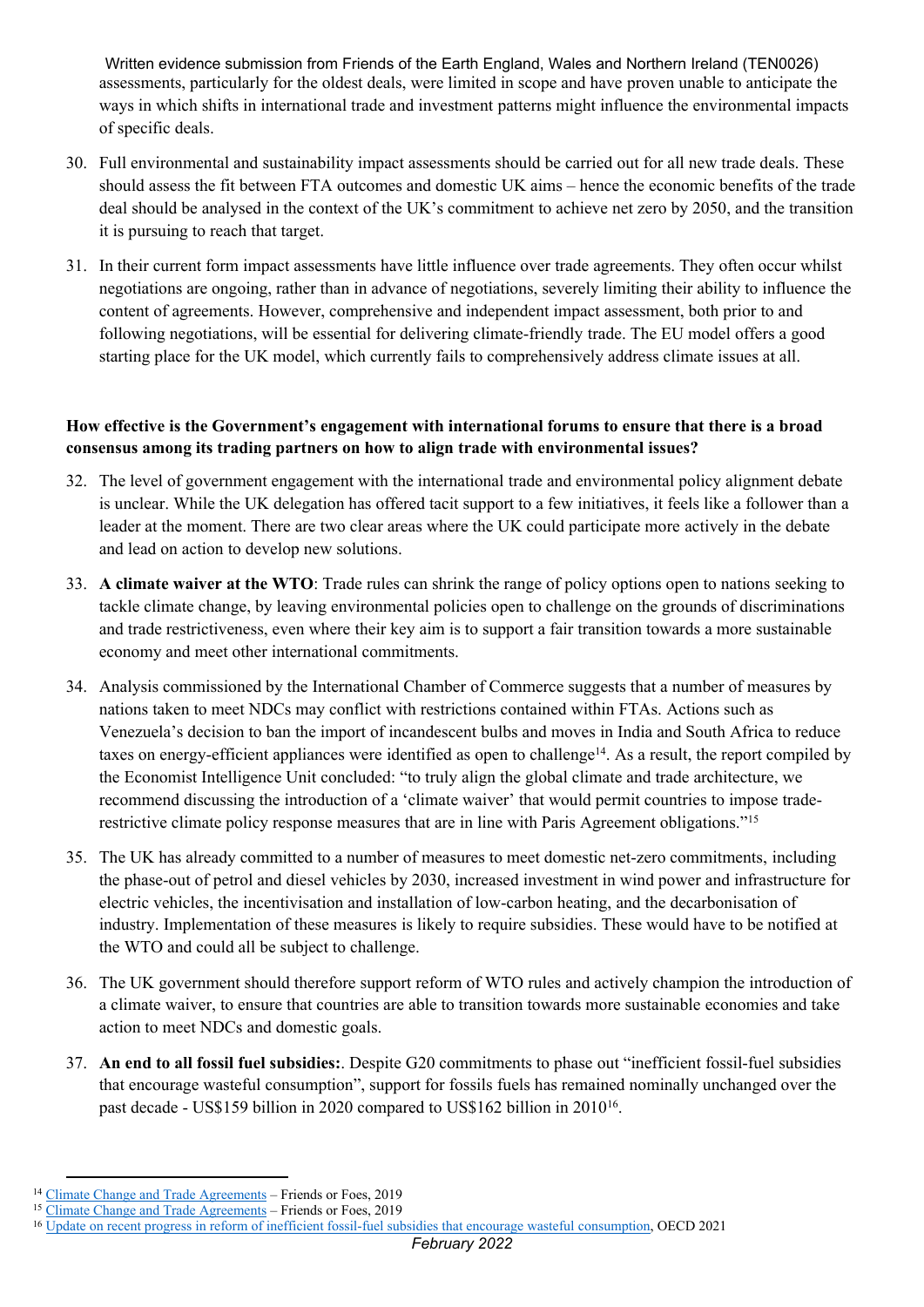assessments, particularly for the oldest deals, were limited in scope and have proven unable to anticipate the ways in which shifts in international trade and investment patterns might influence the environmental impacts of specific deals.

30. Full environmental and sustainability impact assessments should be carried out for all new trade deals. These should assess the fit between FTA outcomes and domestic UK aims – hence the economic benefits of the trade deal should be analysed in the context of the UK's commitment to achieve net zero by 2050, and the transition it is pursuing to reach that target.

31. In their current form impact assessments have little influence over trade agreements. They often occur whilst negotiations are ongoing, rather than in advance of negotiations, severely limiting their ability to influence the content of agreements. However, comprehensive and independent impact assessment, both prior to and following negotiations, will be essential for delivering climate-friendly trade. The EU model offers a good starting place for the UK model, which currently fails to comprehensively address climate issues at all.

**How effective is the Government's engagement with international forums to ensure that there is a broad consensus among its trading partners on how to align trade with environmental issues?**

32. The level of government engagement with the international trade and environmental policy alignment debate is unclear. While the UK delegation has offered tacit support to a few initiatives, it feels like a follower than a leader at the moment. There are two clear areas where the UK could participate more actively in the debate and lead on action to develop new solutions.

33. **A climate waiver at the WTO**: Trade rules can shrink the range of policy options open to nations seeking to tackle climate change, by leaving environmental policies open to challenge on the grounds of discriminations and trade restrictiveness, even where their key aim is to support a fair transition towards a more sustainable economy and meet other international commitments.

34. Analysis commissioned by the International Chamber of Commerce suggests that a number of measures by nations taken to meet NDCs may conflict with restrictions contained within FTAs. Actions such as Venezuela's decision to ban the import of incandescent bulbs and moves in India and South Africa to reduce taxes on energy-efficient appliances were identified as open to challenge[14]. As a result, the report compiled by the Economist Intelligence Unit concluded: "to truly align the global climate and trade architecture, we recommend discussing the introduction of a 'climate waiver' that would permit countries to impose trade-restrictive climate policy response measures that are in line with Paris Agreement obligations."[15]

35. The UK has already committed to a number of measures to meet domestic net-zero commitments, including the phase-out of petrol and diesel vehicles by 2030, increased investment in wind power and infrastructure for electric vehicles, the incentivisation and installation of low-carbon heating, and the decarbonisation of industry. Implementation of these measures is likely to require subsidies. These would have to be notified at the WTO and could all be subject to challenge.

36. The UK government should therefore support reform of WTO rules and actively champion the introduction of a climate waiver, to ensure that countries are able to transition towards more sustainable economies and take action to meet NDCs and domestic goals.

37. **An end to all fossil fuel subsidies:**. Despite G20 commitments to phase out "inefficient fossil-fuel subsidies that encourage wasteful consumption", support for fossils fuels has remained nominally unchanged over the past decade - US$159 billion in 2020 compared to US$162 billion in 2010[16].

---

[14] Climate Change and Trade Agreements – Friends or Foes, 2019

[15] Climate Change and Trade Agreements – Friends or Foes, 2019

[16] Update on recent progress in reform of inefficient fossil-fuel subsidies that encourage wasteful consumption, OECD 2021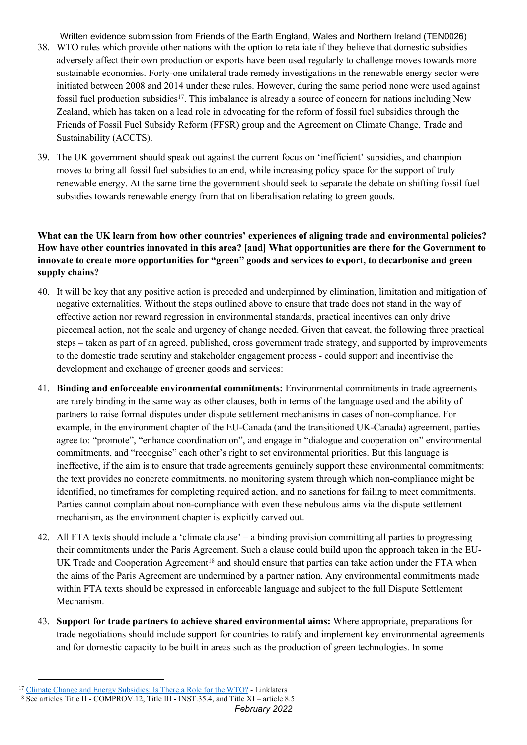38. WTO rules which provide other nations with the option to retaliate if they believe that domestic subsidies adversely affect their own production or exports have been used regularly to challenge moves towards more sustainable economies. Forty-one unilateral trade remedy investigations in the renewable energy sector were initiated between 2008 and 2014 under these rules. However, during the same period none were used against fossil fuel production subsidies[17]. This imbalance is already a source of concern for nations including New Zealand, which has taken on a lead role in advocating for the reform of fossil fuel subsidies through the Friends of Fossil Fuel Subsidy Reform (FFSR) group and the Agreement on Climate Change, Trade and Sustainability (ACCTS).

39. The UK government should speak out against the current focus on 'inefficient' subsidies, and champion moves to bring all fossil fuel subsidies to an end, while increasing policy space for the support of truly renewable energy. At the same time the government should seek to separate the debate on shifting fossil fuel subsidies towards renewable energy from that on liberalisation relating to green goods.

**What can the UK learn from how other countries' experiences of aligning trade and environmental policies? How have other countries innovated in this area? [and] What opportunities are there for the Government to innovate to create more opportunities for "green" goods and services to export, to decarbonise and green supply chains?**

40. It will be key that any positive action is preceded and underpinned by elimination, limitation and mitigation of negative externalities. Without the steps outlined above to ensure that trade does not stand in the way of effective action nor reward regression in environmental standards, practical incentives can only drive piecemeal action, not the scale and urgency of change needed. Given that caveat, the following three practical steps – taken as part of an agreed, published, cross government trade strategy, and supported by improvements to the domestic trade scrutiny and stakeholder engagement process - could support and incentivise the development and exchange of greener goods and services:

41. **Binding and enforceable environmental commitments:** Environmental commitments in trade agreements are rarely binding in the same way as other clauses, both in terms of the language used and the ability of partners to raise formal disputes under dispute settlement mechanisms in cases of non-compliance. For example, in the environment chapter of the EU-Canada (and the transitioned UK-Canada) agreement, parties agree to: "promote", "enhance coordination on", and engage in "dialogue and cooperation on" environmental commitments, and "recognise" each other's right to set environmental priorities. But this language is ineffective, if the aim is to ensure that trade agreements genuinely support these environmental commitments: the text provides no concrete commitments, no monitoring system through which non-compliance might be identified, no timeframes for completing required action, and no sanctions for failing to meet commitments. Parties cannot complain about non-compliance with even these nebulous aims via the dispute settlement mechanism, as the environment chapter is explicitly carved out.

42. All FTA texts should include a 'climate clause' – a binding provision committing all parties to progressing their commitments under the Paris Agreement. Such a clause could build upon the approach taken in the EU-UK Trade and Cooperation Agreement[18] and should ensure that parties can take action under the FTA when the aims of the Paris Agreement are undermined by a partner nation. Any environmental commitments made within FTA texts should be expressed in enforceable language and subject to the full Dispute Settlement Mechanism.

43. **Support for trade partners to achieve shared environmental aims:** Where appropriate, preparations for trade negotiations should include support for countries to ratify and implement key environmental agreements and for domestic capacity to be built in areas such as the production of green technologies. In some

---

[17] Climate Change and Energy Subsidies: Is There a Role for the WTO? - Linklaters

[18] See articles Title II - COMPROV.12, Title III - INST.35.4, and Title XI – article 8.5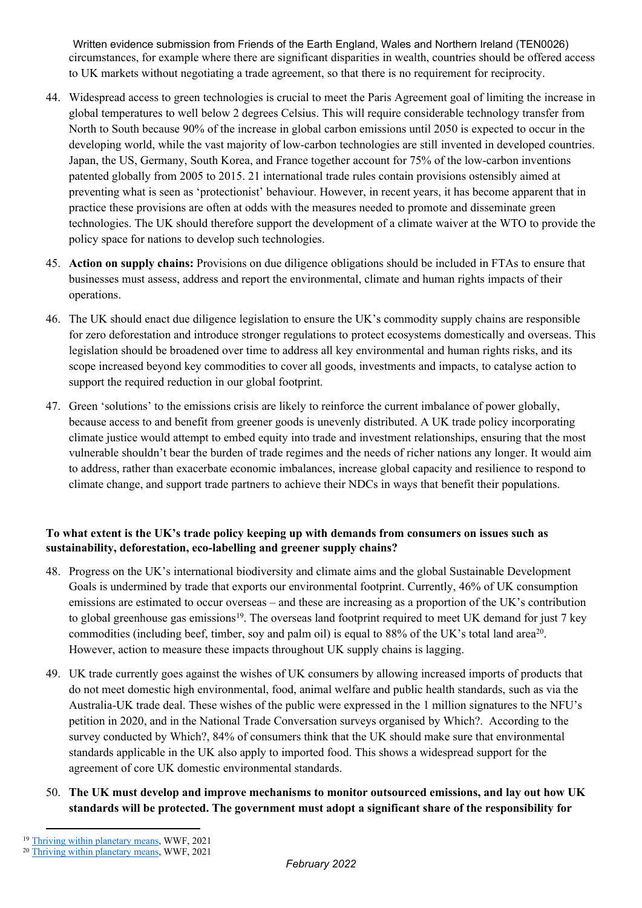circumstances, for example where there are significant disparities in wealth, countries should be offered access to UK markets without negotiating a trade agreement, so that there is no requirement for reciprocity.

44. Widespread access to green technologies is crucial to meet the Paris Agreement goal of limiting the increase in global temperatures to well below 2 degrees Celsius. This will require considerable technology transfer from North to South because 90% of the increase in global carbon emissions until 2050 is expected to occur in the developing world, while the vast majority of low-carbon technologies are still invented in developed countries. Japan, the US, Germany, South Korea, and France together account for 75% of the low-carbon inventions patented globally from 2005 to 2015. 21 international trade rules contain provisions ostensibly aimed at preventing what is seen as 'protectionist' behaviour. However, in recent years, it has become apparent that in practice these provisions are often at odds with the measures needed to promote and disseminate green technologies. The UK should therefore support the development of a climate waiver at the WTO to provide the policy space for nations to develop such technologies.

45. **Action on supply chains:** Provisions on due diligence obligations should be included in FTAs to ensure that businesses must assess, address and report the environmental, climate and human rights impacts of their operations.

46. The UK should enact due diligence legislation to ensure the UK's commodity supply chains are responsible for zero deforestation and introduce stronger regulations to protect ecosystems domestically and overseas. This legislation should be broadened over time to address all key environmental and human rights risks, and its scope increased beyond key commodities to cover all goods, investments and impacts, to catalyse action to support the required reduction in our global footprint.

47. Green 'solutions' to the emissions crisis are likely to reinforce the current imbalance of power globally, because access to and benefit from greener goods is unevenly distributed. A UK trade policy incorporating climate justice would attempt to embed equity into trade and investment relationships, ensuring that the most vulnerable shouldn't bear the burden of trade regimes and the needs of richer nations any longer. It would aim to address, rather than exacerbate economic imbalances, increase global capacity and resilience to respond to climate change, and support trade partners to achieve their NDCs in ways that benefit their populations.

**To what extent is the UK's trade policy keeping up with demands from consumers on issues such as sustainability, deforestation, eco-labelling and greener supply chains?**

48. Progress on the UK's international biodiversity and climate aims and the global Sustainable Development Goals is undermined by trade that exports our environmental footprint. Currently, 46% of UK consumption emissions are estimated to occur overseas – and these are increasing as a proportion of the UK's contribution to global greenhouse gas emissions[19]. The overseas land footprint required to meet UK demand for just 7 key commodities (including beef, timber, soy and palm oil) is equal to 88% of the UK's total land area[20]. However, action to measure these impacts throughout UK supply chains is lagging.

49. UK trade currently goes against the wishes of UK consumers by allowing increased imports of products that do not meet domestic high environmental, food, animal welfare and public health standards, such as via the Australia-UK trade deal. These wishes of the public were expressed in the 1 million signatures to the NFU's petition in 2020, and in the National Trade Conversation surveys organised by Which?. According to the survey conducted by Which?, 84% of consumers think that the UK should make sure that environmental standards applicable in the UK also apply to imported food. This shows a widespread support for the agreement of core UK domestic environmental standards.

50. **The UK must develop and improve mechanisms to monitor outsourced emissions, and lay out how UK standards will be protected. The government must adopt a significant share of the responsibility for**

[19] Thriving within planetary means, WWF, 2021
[20] Thriving within planetary means, WWF, 2021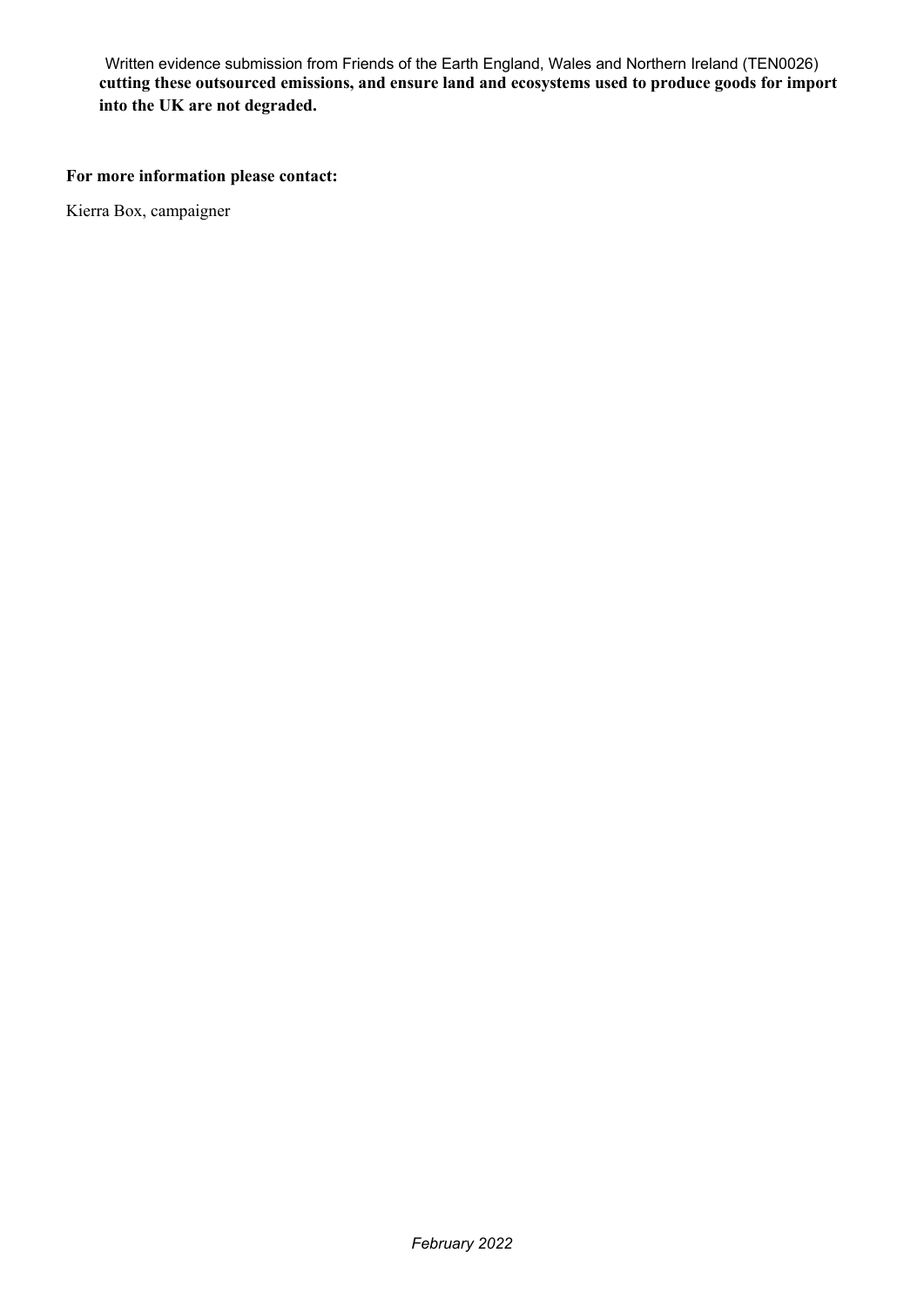**cutting these outsourced emissions, and ensure land and ecosystems used to produce goods for import into the UK are not degraded.**

**For more information please contact:**

Kierra Box, campaigner

*February 2022*